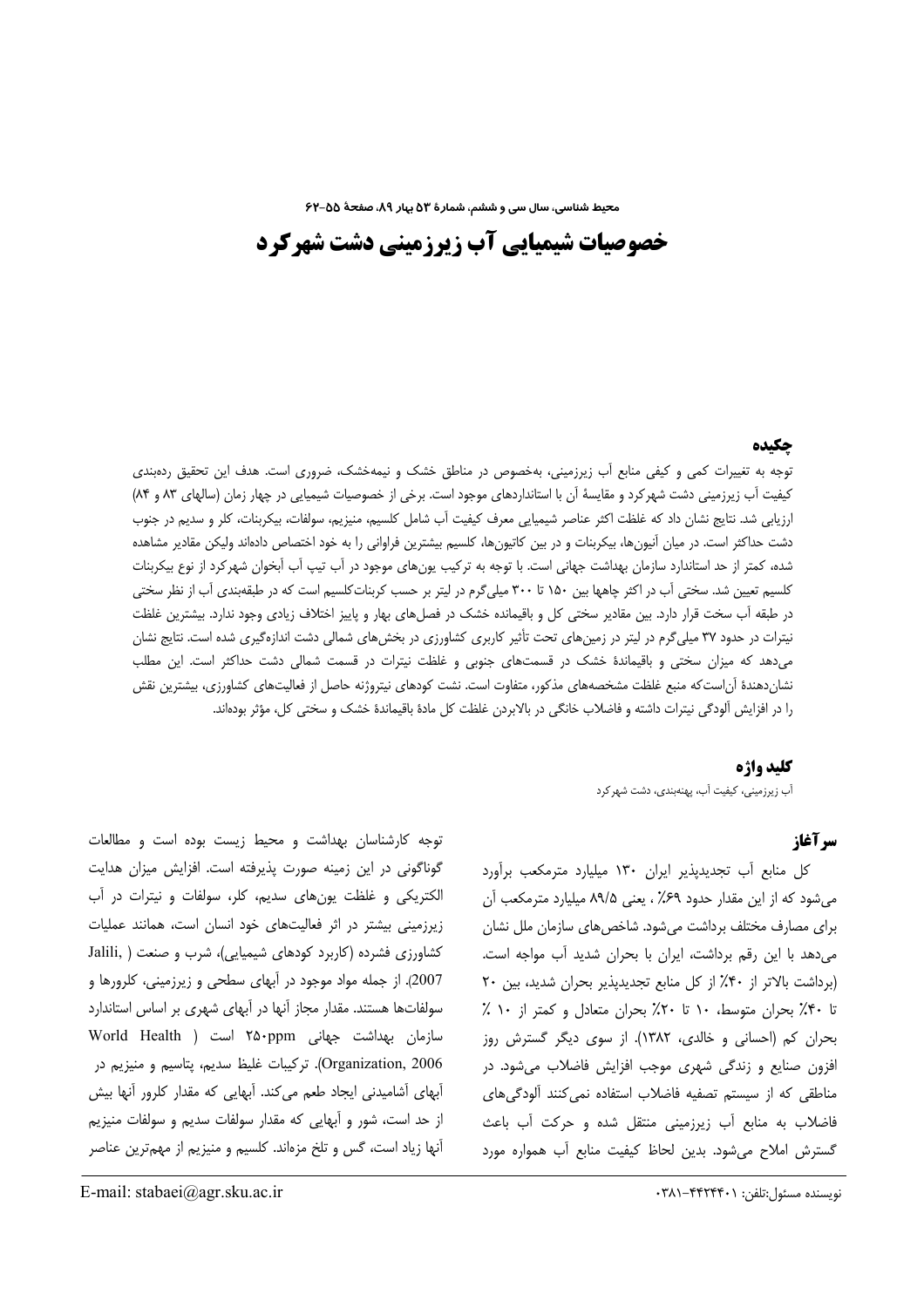# خصوصیات شیمیایی آب زیرزمینی دشت شهرکرد

## چکیده

توجه به تغییرات کمی و کیفی منابع آب زیرزمینی، به‌خصوص در مناطق خشک و نیمه‌خشک، ضروری است. هدف این تحقیق رده‌بندی کیفیت آب زیرزمینی دشت شهرکرد و مقایسهٔ آن با استانداردهای موجود است. برخی از خصوصیات شیمیایی در چهار زمان (سالهای ۸۳ و ۸۴) ارزیابی شد. نتایج نشان داد که غلظت اکثر عناصر شیمیایی معرف کیفیت آب شامل کلسیم، منیزیم، سولفات، بیکربنات، کلر و سدیم در جنوب دشت حداکثر است. در میان آنیون‌ها، بیکربنات و در بین کاتیون‌ها، کلسیم بیشترین فراوانی را به خود اختصاص داده‌اند ولیکن مقادیر مشاهده شده، کمتر از حد استاندارد سازمان بهداشت جهانی است. با توجه به ترکیب یون‌های موجود در آب تیپ آب آبخوان شهرکرد از نوع بیکربنات کلسیم تعیین شد. سختی آب در اکثر چاهها بین ۱۵۰ تا ۳۰۰ میلی‌گرم در لیتر بر حسب کربنات‌کلسیم است که در طبقه‌بندی آب از نظر سختی در طبقه آب سخت قرار دارد. بین مقادیر سختی کل و باقیمانده خشک در فصل‌های بهار و پاییز اختلاف زیادی وجود ندارد. بیشترین غلظت نیترات در حدود ۳۷ میلی‌گرم در لیتر در زمین‌های تحت تأثیر کاربری کشاورزی در بخش‌های شمالی دشت اندازه‌گیری شده است. نتایج نشان می‌دهد که میزان سختی و باقیماندهٔ خشک در قسمت‌های جنوبی و غلظت نیترات در قسمت شمالی دشت حداکثر است. این مطلب نشان‌دهندهٔ آن‌است‌که منبع غلظت مشخصه‌های مذکور، متفاوت است. نشت کودهای نیتروژنه حاصل از فعالیت‌های کشاورزی، بیشترین نقش را در افزایش آلودگی نیترات داشته و فاضلاب خانگی در بالابردن غلظت کل مادهٔ باقیماندهٔ خشک و سختی کل، مؤثر بوده‌اند.

## کلید واژه

آب زیرزمینی، کیفیت آب، پهنه‌بندی، دشت شهرکرد

## سرآغاز

کل منابع آب تجدیدپذیر ایران ۱۳۰ میلیارد مترمکعب برآورد می‌شود که از این مقدار حدود ۶۹٪ ، یعنی ۸۹/۵ میلیارد مترمکعب آن برای مصارف مختلف برداشت می‌شود. شاخص‌های سازمان ملل نشان می‌دهد با این رقم برداشت، ایران با بحران شدید آب مواجه است. (برداشت بالاتر از ۴۰٪ از کل منابع تجدیدپذیر بحران شدید، بین ۲۰ تا ۴۰٪ بحران متوسط، ۱۰ تا ۲۰٪ بحران متعادل و کمتر از ۱۰ ٪ بحران کم (احسانی و خالدی، ۱۳۸۲). از سوی دیگر گسترش روز افزون صنایع و زندگی شهری موجب افزایش فاضلاب می‌شود. در مناطقی که از سیستم تصفیه فاضلاب استفاده نمی‌کنند آلودگی‌های فاضلاب به منابع آب زیرزمینی منتقل شده و حرکت آب باعث گسترش املاح می‌شود. بدین لحاظ کیفیت منابع آب همواره مورد توجه کارشناسان بهداشت و محیط زیست بوده است و مطالعات گوناگونی در این زمینه صورت پذیرفته است. افزایش میزان هدایت الکتریکی و غلظت یون‌های سدیم، کلر، سولفات و نیترات در آب زیرزمینی بیشتر در اثر فعالیت‌های خود انسان است، همانند عملیات کشاورزی فشرده (کاربرد کودهای شیمیایی)، شرب و صنعت ( Jalili, 2007). از جمله مواد موجود در آبهای سطحی و زیرزمینی، کلرورها و سولفات‌ها هستند. مقدار مجاز آنها در آبهای شهری بر اساس استاندارد سازمان بهداشت جهانی ۲۵۰ppm است ( World Health Organization, 2006). ترکیبات غلیظ سدیم، پتاسیم و منیزیم در آبهای آشامیدنی ایجاد طعم می‌کند. آبهایی که مقدار کلرور آنها بیش از حد است، شور و آبهایی که مقدار سولفات سدیم و سولفات منیزیم آنها زیاد است، گس و تلخ مزه‌اند. کلسیم و منیزیم از مهم‌ترین عناصر

نویسنده مسئول:تلفن: ۴۴۲۴۴۰۱-۰۳۸۱

E-mail: stabaei@agr.sku.ac.ir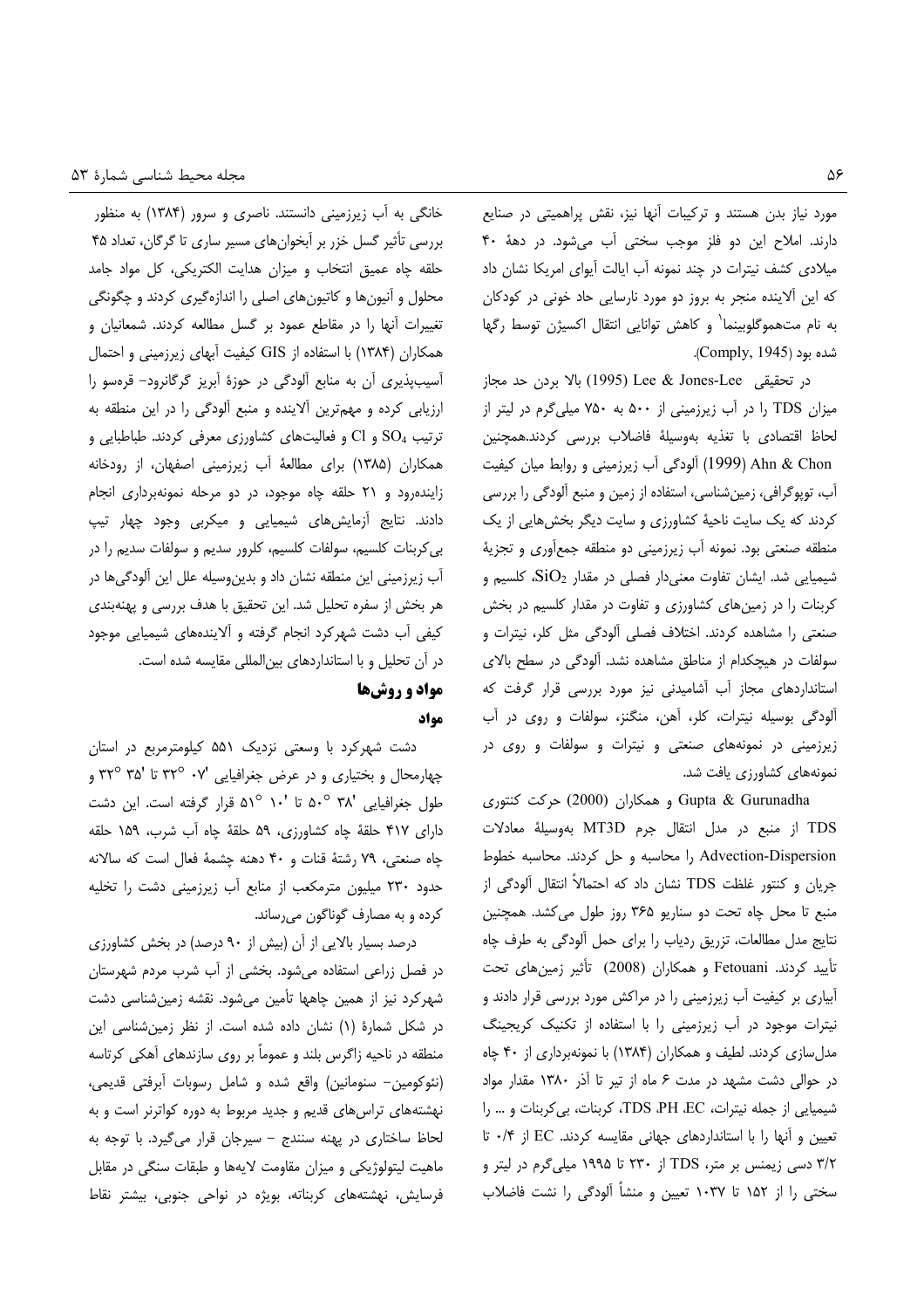مورد نیاز بدن هستند و ترکیبات آنها نیز، نقش پراهمیتی در صنایع دارند. املاح این دو فلز موجب سختی آب می‌شود. در دههٔ ۴۰ میلادی کشف نیترات در چند نمونه آب ایالت آیوای امریکا نشان داد که این آلاینده منجر به بروز دو مورد نارسایی حاد خونی در کودکان به نام مت‌هموگلوبینما[1] و کاهش توانایی انتقال اکسیژن توسط رگها شده بود (Comply, 1945).

در تحقیقی Lee & Jones-Lee (1995) بالا بردن حد مجاز میزان TDS را در آب زیرزمینی از ۵۰۰ به ۷۵۰ میلی‌گرم در لیتر از لحاظ اقتصادی با تغذیه به‌وسیلهٔ فاضلاب بررسی کردند.همچنین Ahn & Chon (1999) آلودگی آب زیرزمینی و روابط میان کیفیت آب، توپوگرافی، زمین‌شناسی، استفاده از زمین و منبع آلودگی را بررسی کردند که یک سایت ناحیهٔ کشاورزی و سایت دیگر بخش‌هایی از یک منطقه صنعتی بود. نمونه آب زیرزمینی دو منطقه جمع‌آوری و تجزیهٔ شیمیایی شد. ایشان تفاوت معنی‌دار فصلی در مقدار $SiO_2$، کلسیم و کربنات را در زمین‌های کشاورزی و تفاوت در مقدار کلسیم در بخش صنعتی را مشاهده کردند. اختلاف فصلی آلودگی مثل کلر، نیترات و سولفات در هیچکدام از مناطق مشاهده نشد. آلودگی در سطح بالای استانداردهای مجاز آب آشامیدنی نیز مورد بررسی قرار گرفت که آلودگی بوسیله نیترات، کلر، آهن، منگنز، سولفات و روی در آب زیرزمینی در نمونه‌های صنعتی و نیترات و سولفات و روی در نمونه‌های کشاورزی یافت شد.

Gupta & Gurunadha و همکاران (2000) حرکت کنتوری TDS از منبع در مدل انتقال جرم MT3D به‌وسیلهٔ معادلات Advection-Dispersion را محاسبه و حل کردند. محاسبه خطوط جریان و کنتور غلظت TDS نشان داد که احتمالاً انتقال آلودگی از منبع تا محل چاه تحت دو سناریو ۳۶۵ روز طول می‌کشد. همچنین نتایج مدل مطالعات، تزریق ردیاب را برای حمل آلودگی به طرف چاه تأیید کردند. Fetouani و همکاران (2008) تأثیر زمین‌های تحت آبیاری بر کیفیت آب زیرزمینی را در مراکش مورد بررسی قرار دادند و نیترات موجود در آب زیرزمینی را با استفاده از تکنیک کریجینگ مدل‌سازی کردند. لطیف و همکاران (۱۳۸۴) با نمونه‌برداری از ۴۰ چاه در حوالی دشت مشهد در مدت ۶ ماه از تیر تا آذر ۱۳۸۰ مقدار مواد شیمیایی از جمله نیترات، TDS ،PH ،EC، کربنات، بی‌کربنات و ... را تعیین و آنها را با استانداردهای جهانی مقایسه کردند. EC از ۰/۴ تا ۳/۲ دسی زیمنس بر متر، TDS از ۲۳۰ تا ۱۹۹۵ میلی‌گرم در لیتر و سختی را از ۱۵۲ تا ۱۰۳۷ تعیین و منشأ آلودگی را نشت فاضلاب خانگی به آب زیرزمینی دانستند. ناصری و سرور (۱۳۸۴) به منظور بررسی تأثیر گسل خزر بر آبخوان‌های مسیر ساری تا گرگان، تعداد ۴۵ حلقه چاه عمیق انتخاب و میزان هدایت الکتریکی، کل مواد جامد محلول و آنیون‌ها و کاتیون‌های اصلی را اندازه‌گیری کردند و چگونگی تغییرات آنها را در مقاطع عمود بر گسل مطالعه کردند. شمعانیان و همکاران (۱۳۸۴) با استفاده از GIS کیفیت آبهای زیرزمینی و احتمال آسیب‌پذیری آن به منابع آلودگی در حوزهٔ آبریز گرگانرود- قره‌سو را ارزیابی کرده و مهم‌ترین آلاینده و منبع آلودگی را در این منطقه به ترتیب $SO_4$ و Cl و فعالیت‌های کشاورزی معرفی کردند. طباطبایی و همکاران (۱۳۸۵) برای مطالعهٔ آب زیرزمینی اصفهان، از رودخانه زاینده‌رود و ۲۱ حلقه چاه موجود، در دو مرحله نمونه‌برداری انجام دادند. نتایج آزمایش‌های شیمیایی و میکربی وجود چهار تیپ بی‌کربنات کلسیم، سولفات کلسیم، کلرور سدیم و سولفات سدیم را در آب زیرزمینی این منطقه نشان داد و بدین‌وسیله علل این آلودگی‌ها در هر بخش از سفره تحلیل شد. این تحقیق با هدف بررسی و پهنه‌بندی کیفی آب دشت شهرکرد انجام گرفته و آلاینده‌های شیمیایی موجود در آن تحلیل و با استانداردهای بین‌المللی مقایسه شده است.

## مواد و روش‌ها

### مواد

دشت شهرکرد با وسعتی نزدیک ۵۵۱ کیلومترمربع در استان چهارمحال و بختیاری و در عرض جغرافیایی '۰۷ °۳۲ تا '۳۵ °۳۲ و طول جغرافیایی '۳۸ °۵۰ تا '۱۰ °۵۱ قرار گرفته است. این دشت دارای ۴۱۷ حلقهٔ چاه کشاورزی، ۵۹ حلقهٔ چاه آب شرب، ۱۵۹ حلقه چاه صنعتی، ۷۹ رشتهٔ قنات و ۴۰ دهنه چشمهٔ فعال است که سالانه حدود ۲۳۰ میلیون مترمکعب از منابع آب زیرزمینی دشت را تخلیه کرده و به مصارف گوناگون می‌رساند.

درصد بسیار بالایی از آن (بیش از ۹۰ درصد) در بخش کشاورزی در فصل زراعی استفاده می‌شود. بخشی از آب شرب مردم شهرستان شهرکرد نیز از همین چاهها تأمین می‌شود. نقشه زمین‌شناسی دشت در شکل شمارهٔ (۱) نشان داده شده است. از نظر زمین‌شناسی این منطقه در ناحیه زاگرس بلند و عموماً بر روی سازندهای آهکی کرتاسه (نئوکومین- سنومانین) واقع شده و شامل رسوبات آبرفتی قدیمی، نهشته‌های تراس‌های قدیم و جدید مربوط به دوره کواترنر است و به لحاظ ساختاری در پهنه سنندج - سیرجان قرار می‌گیرد. با توجه به ماهیت لیتولوژیکی و میزان مقاومت لایه‌ها و طبقات سنگی در مقابل فرسایش، نهشته‌های کربناته، بویژه در نواحی جنوبی، بیشتر نقاط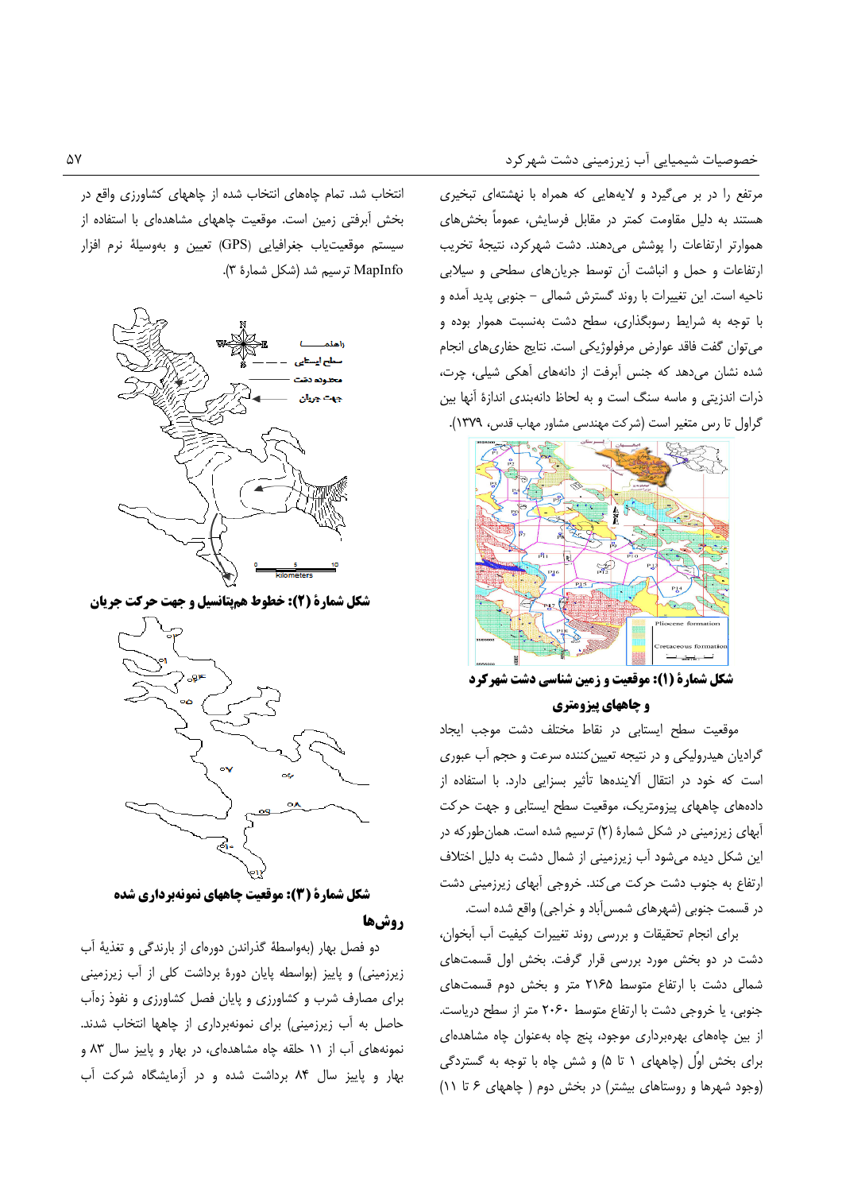مرتفع را در بر می‌گیرد و لایه‌هایی که همراه با نهشته‌ای تبخیری هستند به دلیل مقاومت کمتر در مقابل فرسایش، عموماً بخش‌های هموارتر ارتفاعات را پوشش می‌دهند. دشت شهرکرد، نتیجهٔ تخریب ارتفاعات و حمل و انباشت آن توسط جریان‌های سطحی و سیلابی ناحیه است. این تغییرات با روند گسترش شمالی – جنوبی پدید آمده و با توجه به شرایط رسوبگذاری، سطح دشت به‌نسبت هموار بوده و می‌توان گفت فاقد عوارض مرفولوژیکی است. نتایج حفاری‌های انجام شده نشان می‌دهد که جنس آبرفت از دانه‌های آهکی شیلی، چرت، ذرات اندزیتی و ماسه سنگ است و به لحاظ دانه‌بندی اندازهٔ آنها بین گراول تا رس متغیر است (شرکت مهندسی مشاور مهاب قدس، ۱۳۷۹).

شکل شمارهٔ (۱): موقعیت و زمین شناسی دشت شهرکرد و چاههای پیزومتری

موقعیت سطح ایستابی در نقاط مختلف دشت موجب ایجاد گرادیان هیدرولیکی و در نتیجه تعیین‌کننده سرعت و حجم آب عبوری است که خود در انتقال آلاینده‌ها تأثیر بسزایی دارد. با استفاده از داده‌های چاههای پیزومتریک، موقعیت سطح ایستابی و جهت حرکت آبهای زیرزمینی در شکل شمارهٔ (۲) ترسیم شده است. همان‌طورکه در این شکل دیده می‌شود آب زیرزمینی از شمال دشت به دلیل اختلاف ارتفاع به جنوب دشت حرکت می‌کند. خروجی آبهای زیرزمینی دشت در قسمت جنوبی (شهرهای شمس‌آباد و خراجی) واقع شده است.

برای انجام تحقیقات و بررسی روند تغییرات کیفیت آب آبخوان، دشت در دو بخش مورد بررسی قرار گرفت. بخش اول قسمت‌های شمالی دشت با ارتفاع متوسط ۲۱۶۵ متر و بخش دوم قسمت‌های جنوبی، یا خروجی دشت با ارتفاع متوسط ۲۰۶۰ متر از سطح دریاست. از بین چاههای بهره‌برداری موجود، پنج چاه به‌عنوان چاه مشاهده‌ای برای بخش اوّل (چاههای ۱ تا ۵) و شش چاه با توجه به گستردگی (وجود شهرها و روستاهای بیشتر) در بخش دوم ( چاههای ۶ تا ۱۱) انتخاب شد. تمام چاههای انتخاب شده از چاههای کشاورزی واقع در بخش آبرفتی زمین است. موقعیت چاههای مشاهده‌ای با استفاده از سیستم موقعیت‌یاب جغرافیایی (GPS) تعیین و به‌وسیلهٔ نرم افزار MapInfo ترسیم شد (شکل شمارهٔ ۳).

شکل شمارهٔ (۲): خطوط هم‌پتانسیل و جهت حرکت جریان

شکل شمارهٔ (۳): موقعیت چاههای نمونه‌برداری شده

## روش‌ها

دو فصل بهار (به‌واسطهٔ گذراندن دوره‌ای از بارندگی و تغذیهٔ آب زیرزمینی) و پاییز (بواسطه پایان دورهٔ برداشت کلی از آب زیرزمینی برای مصارف شرب و کشاورزی و پایان فصل کشاورزی و نفوذ زه‌آب حاصل به آب زیرزمینی) برای نمونه‌برداری از چاهها انتخاب شدند. نمونه‌های آب از ۱۱ حلقه چاه مشاهده‌ای، در بهار و پاییز سال ۸۳ و بهار و پاییز سال ۸۴ برداشت شده و در آزمایشگاه شرکت آب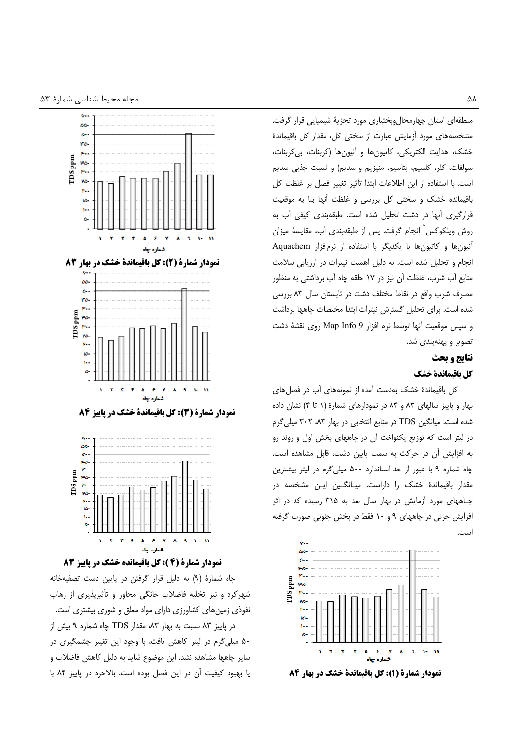منطقه‌ای استان چهارمحال‌وبختیاری مورد تجزیهٔ شیمیایی قرار گرفت. مشخصه‌های مورد آزمایش عبارت از سختی کل، مقدار کل باقیماندهٔ خشک، هدایت الکتریکی، کاتیون‌ها و آنیون‌ها (کربنات، بی‌کربنات، سولفات، کلر، کلسیم، پتاسیم، منیزیم و سدیم) و نسبت جذبی سدیم است. با استفاده از این اطلاعات ابتدا تأثیر تغییر فصل بر غلظت کل باقیمانده خشک و سختی کل بررسی و غلظت آنها بنا به موقعیت قرارگیری آنها در دشت تحلیل شده است. طبقه‌بندی کیفی آب به روش ویلکوکس[2] انجام گرفت. پس از طبقه‌بندی آب، مقایسهٔ میزان آنیون‌ها و کاتیون‌ها با یکدیگر با استفاده از نرم‌افزار Aquachem انجام و تحلیل شده است. به دلیل اهمیت نیترات در ارزیابی سلامت منابع آب شرب، غلظت آن نیز در ۱۷ حلقه چاه آب برداشتی به منظور مصرف شرب واقع در نقاط مختلف دشت در تابستان سال ۸۳ بررسی شده است. برای تحلیل گسترش نیترات ابتدا مختصات چاهها برداشت و سپس موقعیت آنها توسط نرم افزار Map Info 9 روی نقشهٔ دشت تصویر و پهنه‌بندی شد.

## نتایج و بحث

### کل باقیماندهٔ خشک

کل باقیماندهٔ خشک به‌دست آمده از نمونه‌های آب در فصل‌های بهار و پاییز سالهای ۸۳ و ۸۴ در نمودارهای شمارهٔ (۱ تا ۴) نشان داده شده است. میانگین TDS در منابع انتخابی در بهار ۸۳، ۳۰۲ میلی‌گرم در لیتر است که توزیع یکنواخت آن در چاههای بخش اول و روند رو به افزایش آن در حرکت به سمت پایین دشت، قابل مشاهده است. چاه شماره ۹ با عبور از حد استاندارد ۵۰۰ میلی‌گرم در لیتر بیشترین مقدار باقیماندهٔ خشک را داراست. میانگین این مشخصه در چاههای مورد آزمایش در بهار سال بعد به ۳۱۵ رسیده که در اثر افزایش جزئی در چاههای ۹ و ۱۰ فقط در بخش جنوبی صورت گرفته است.

نمودار شمارهٔ (۱): کل باقیماندهٔ خشک در بهار ۸۴

نمودار شمارهٔ (۲): کل باقیماندهٔ خشک در بهار ۸۳

نمودار شمارهٔ (۳): کل باقیماندهٔ خشک در پاییز ۸۴

نمودار شمارهٔ (۴): کل باقیمانده خشک در پاییز ۸۳

چاه شمارهٔ (۹) به دلیل قرار گرفتن در پایین دست تصفیه‌خانه شهرکرد و نیز تخلیه فاضلاب خانگی مجاور و تأثیرپذیری از زهاب نفوذی زمین‌های کشاورزی دارای مواد معلق و شوری بیشتری است.

در پاییز ۸۳ نسبت به بهار ۸۳، مقدار TDS چاه شماره ۹ بیش از ۵۰ میلی‌گرم در لیتر کاهش یافت، با وجود این تغییر چشمگیری در سایر چاهها مشاهده نشد. این موضوع شاید به دلیل کاهش فاضلاب و یا بهبود کیفیت آن در این فصل بوده است. بالاخره در پاییز ۸۴ با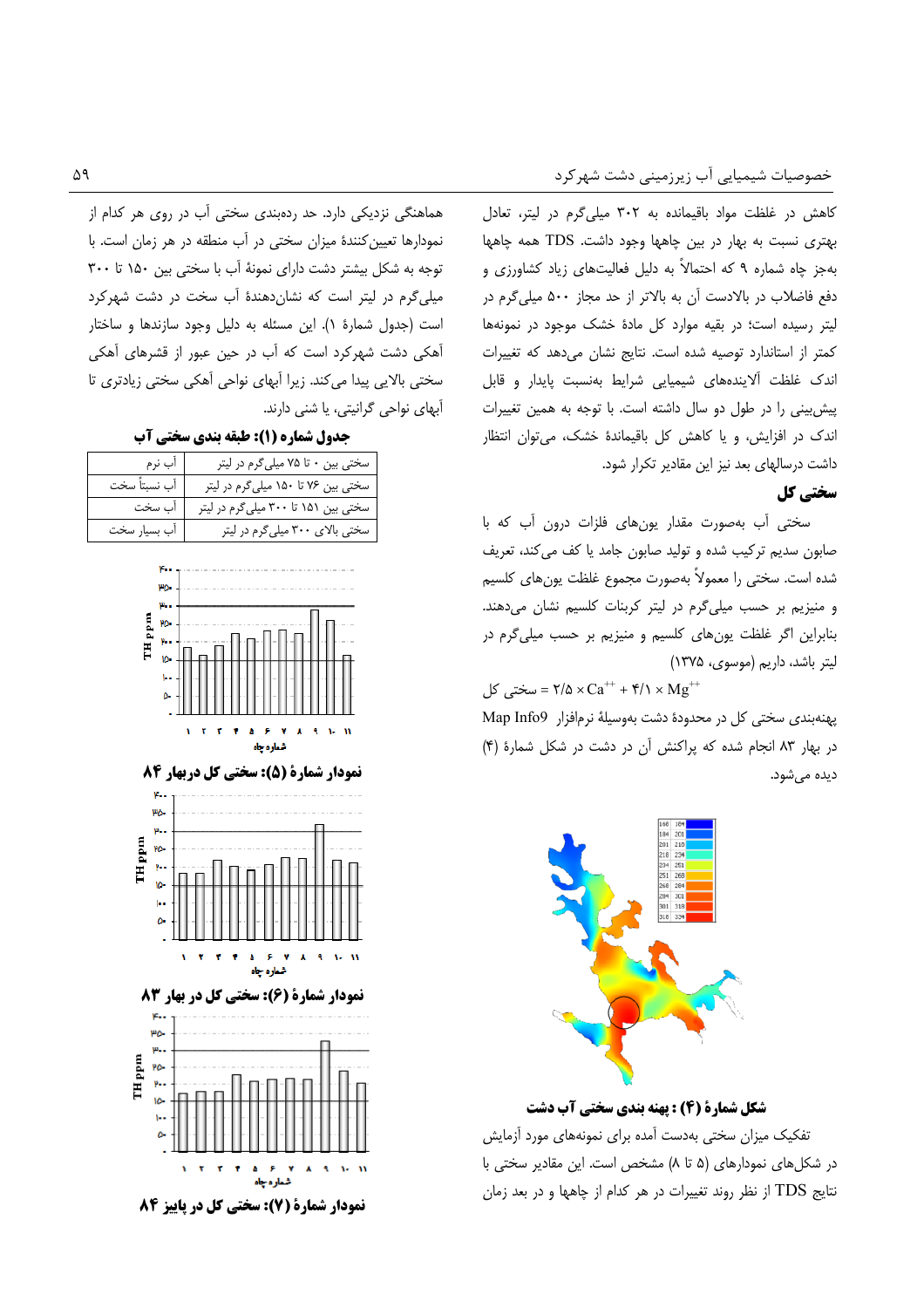کاهش در غلظت مواد باقیمانده به ۳۰۲ میلی‌گرم در لیتر، تعادل بهتری نسبت به بهار در بین چاهها وجود داشت. TDS همه چاهها به‌جز چاه شماره ۹ که احتمالاً به دلیل فعالیت‌های زیاد کشاورزی و دفع فاضلاب در بالادست آن به بالاتر از حد مجاز ۵۰۰ میلی‌گرم در لیتر رسیده است؛ در بقیه موارد کل مادهٔ خشک موجود در نمونه‌ها کمتر از استاندارد توصیه شده است. نتایج نشان می‌دهد که تغییرات اندک غلظت آلاینده‌های شیمیایی شرایط به‌نسبت پایدار و قابل پیش‌بینی را در طول دو سال داشته است. با توجه به همین تغییرات اندک در افزایش، و یا کاهش کل باقیماندهٔ خشک، می‌توان انتظار داشت درسالهای بعد نیز این مقادیر تکرار شود.

## سختی کل

سختی آب به‌صورت مقدار یون‌های فلزات درون آب که با صابون سدیم ترکیب شده و تولید صابون جامد یا کف می‌کند، تعریف شده است. سختی را معمولاً به‌صورت مجموع غلظت یون‌های کلسیم و منیزیم بر حسب میلی‌گرم در لیتر کربنات کلسیم نشان می‌دهند. بنابراین اگر غلظت یون‌های کلسیم و منیزیم بر حسب میلی‌گرم در لیتر باشد، داریم (موسوی، ۱۳۷۵)

$$\text{سختی کل} = ۲/۵ \times Ca^{++} + ۴/۱ \times Mg^{++}$$

پهنه‌بندی سختی کل در محدودهٔ دشت به‌وسیلهٔ نرم‌افزار Map Info9 در بهار ۸۳ انجام شده که پراکنش آن در دشت در شکل شمارهٔ (۴) دیده می‌شود.

**شکل شمارهٔ (۴) : پهنه بندی سختی آب دشت**

تفکیک میزان سختی به‌دست آمده برای نمونه‌های مورد آزمایش در شکل‌های نمودارهای (۵ تا ۸) مشخص است. این مقادیر سختی با نتایج TDS از نظر روند تغییرات در هر کدام از چاهها و در بعد زمان هماهنگی نزدیکی دارد. حد رده‌بندی سختی آب در روی هر کدام از نمودارها تعیین‌کنندهٔ میزان سختی در آب منطقه در هر زمان است. با توجه به شکل بیشتر دشت دارای نمونهٔ آب با سختی بین ۱۵۰ تا ۳۰۰ میلی‌گرم در لیتر است که نشان‌دهندهٔ آب سخت در دشت شهرکرد است (جدول شمارهٔ ۱). این مسئله به دلیل وجود سازندها و ساختار آهکی دشت شهرکرد است که آب در حین عبور از قشرهای آهکی سختی بالایی پیدا می‌کند. زیرا آبهای نواحی آهکی سختی زیادتری تا آبهای نواحی گرانیتی، یا شنی دارند.

**جدول شماره (۱): طبقه بندی سختی آب**

| | |
|---|---|
| سختی بین ۰ تا ۷۵ میلی‌گرم در لیتر | آب نرم |
| سختی بین ۷۶ تا ۱۵۰ میلی‌گرم در لیتر | آب نسبتاً سخت |
| سختی بین ۱۵۱ تا ۳۰۰ میلی‌گرم در لیتر | آب سخت |
| سختی بالای ۳۰۰ میلی‌گرم در لیتر | آب بسیار سخت |

**نمودار شمارهٔ (۵): سختی کل دربهار ۸۴**

**نمودار شمارهٔ (۶): سختی کل در بهار ۸۳**

**نمودار شمارهٔ (۷): سختی کل در پاییز ۸۴**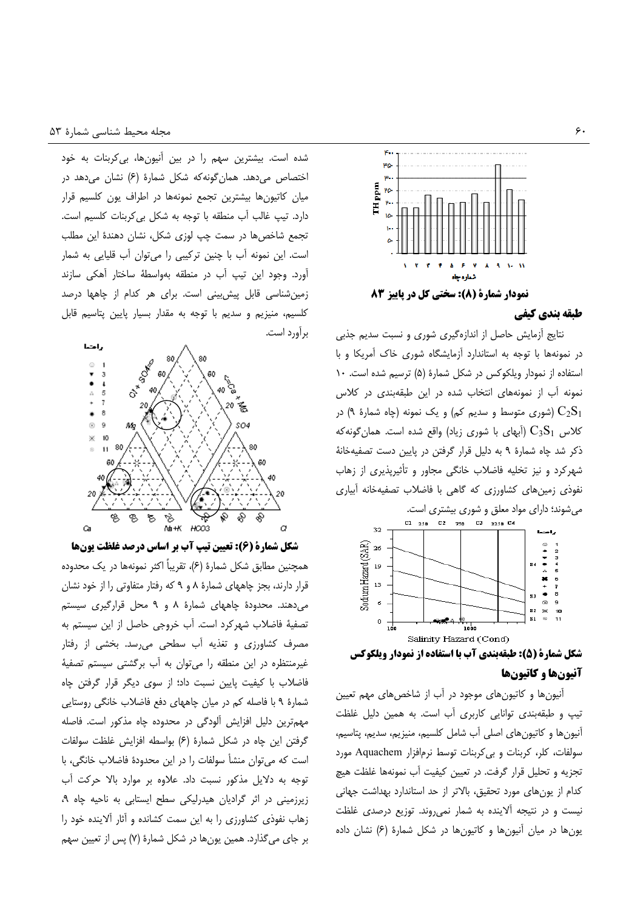نمودار شمارهٔ (۸): سختی کل در پاییز ۸۳

## طبقه بندی کیفی

نتایج آزمایش حاصل از اندازه‌گیری شوری و نسبت سدیم جذبی در نمونه‌ها با توجه به استاندارد آزمایشگاه شوری خاک آمریکا و با استفاده از نمودار ویلکوکس در شکل شمارهٔ (۵) ترسیم شده است. ۱۰ نمونه آب از نمونه‌های انتخاب شده در این طبقه‌بندی در کلاس $C_2S_1$ (شوری متوسط و سدیم کم) و یک نمونه (چاه شمارهٔ ۹) در کلاس $C_3S_1$ (آبهای با شوری زیاد) واقع شده است. همان‌گونه‌که ذکر شد چاه شمارهٔ ۹ به دلیل قرار گرفتن در پایین دست تصفیه‌خانهٔ شهرکرد و نیز تخلیه فاضلاب خانگی مجاور و تأثیرپذیری از زهاب نفوذی زمین‌های کشاورزی که گاهی با فاضلاب تصفیه‌خانه آبیاری می‌شوند؛ دارای مواد معلق و شوری بیشتری است.

شکل شمارهٔ (۵): طبقه‌بندی آب با استفاده از نمودار ویلکوکس

## آنیون‌ها و کاتیون‌ها

آنیون‌ها و کاتیون‌های موجود در آب از شاخص‌های مهم تعیین تیپ و طبقه‌بندی توانایی کاربری آب است. به همین دلیل غلظت آنیون‌ها و کاتیون‌های اصلی آب شامل کلسیم، منیزیم، سدیم، پتاسیم، سولفات، کلر، کربنات و بی‌کربنات توسط نرم‌افزار Aquachem مورد تجزیه و تحلیل قرار گرفت. در تعیین کیفیت آب نمونه‌ها غلظت هیچ کدام از یون‌های مورد تحقیق، بالاتر از حد استاندارد بهداشت جهانی نیست و در نتیجه آلاینده به شمار نمی‌روند. توزیع درصدی غلظت یون‌ها در میان آنیون‌ها و کاتیون‌ها در شکل شمارهٔ (۶) نشان داده شده است. بیشترین سهم را در بین آنیون‌ها، بی‌کربنات به خود اختصاص می‌دهد. همان‌گونه‌که شکل شمارهٔ (۶) نشان می‌دهد در میان کاتیون‌ها بیشترین تجمع نمونه‌ها در اطراف یون کلسیم قرار دارد. تیپ غالب آب منطقه با توجه به شکل بی‌کربنات کلسیم است. تجمع شاخص‌ها در سمت چپ لوزی شکل، نشان دهندهٔ این مطلب است. این نمونه آب با چنین ترکیبی را می‌توان آب قلیایی به شمار آورد. وجود این تیپ آب در منطقه به‌واسطهٔ ساختار آهکی سازند زمین‌شناسی قابل پیش‌بینی است. برای هر کدام از چاهها درصد کلسیم، منیزیم و سدیم با توجه به مقدار بسیار پایین پتاسیم قابل برآورد است.

شکل شمارهٔ (۶): تعیین تیپ آب بر اساس درصد غلظت یون‌ها

همچنین مطابق شکل شمارهٔ (۶)، تقریباً اکثر نمونه‌ها در یک محدوده قرار دارند، بجز چاههای شمارهٔ ۸ و ۹ که رفتار متفاوتی را از خود نشان می‌دهند. محدودهٔ چاههای شمارهٔ ۸ و ۹ محل قرارگیری سیستم تصفیهٔ فاضلاب شهرکرد است. آب خروجی حاصل از این سیستم به مصرف کشاورزی و تغذیه آب سطحی می‌رسد. بخشی از رفتار غیرمنتظره در این منطقه را می‌توان به آب برگشتی سیستم تصفیهٔ فاضلاب با کیفیت پایین نسبت داد؛ از سوی دیگر قرار گرفتن چاه شمارهٔ ۹ با فاصله کم در میان چاههای دفع فاضلاب خانگی روستایی مهم‌ترین دلیل افزایش آلودگی در محدوده چاه مذکور است. فاصله گرفتن این چاه در شکل شمارهٔ (۶) بواسطه افزایش غلظت سولفات است که می‌توان منشأ سولفات را در این محدودهٔ فاضلاب خانگی، با توجه به دلایل مذکور نسبت داد. علاوه بر موارد بالا حرکت آب زیرزمینی در اثر گرادیان هیدرلیکی سطح ایستابی به ناحیه چاه ۹، زهاب نفوذی کشاورزی را به این سمت کشانده و آثار آلاینده خود را بر جای می‌گذارد. همین یون‌ها در شکل شمارهٔ (۷) پس از تعیین سهم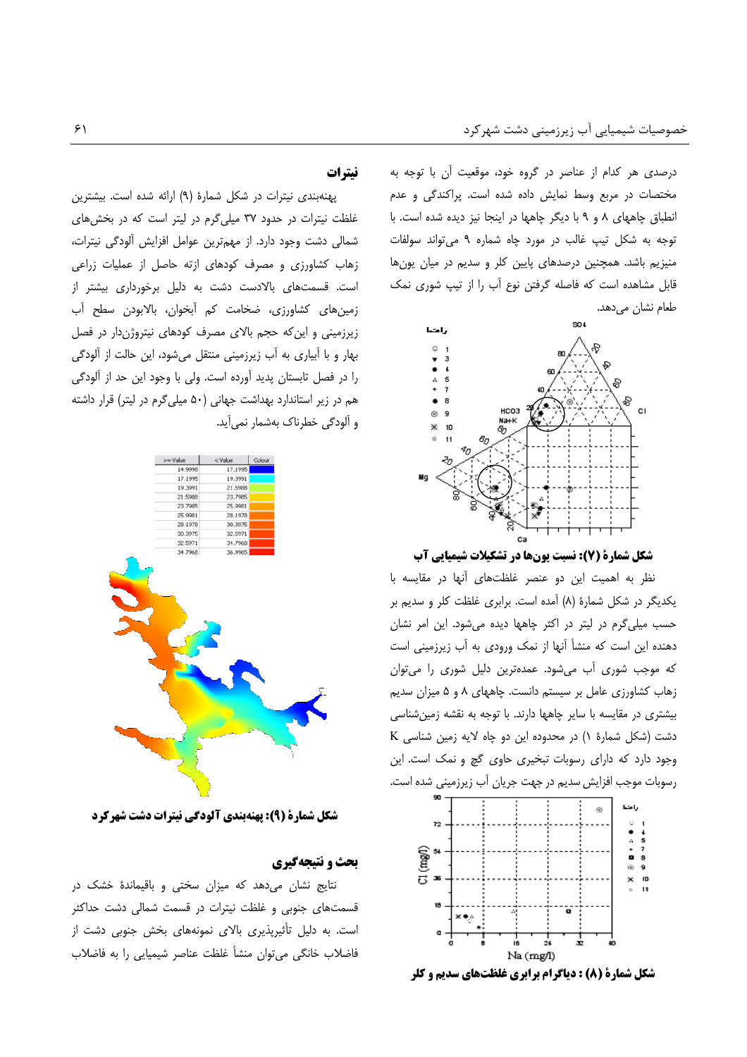درصدی هر کدام از عناصر در گروه خود، موقعیت آن با توجه به مختصات در مربع وسط نمایش داده شده است. پراکندگی و عدم انطباق چاههای ۸ و ۹ با دیگر چاهها در اینجا نیز دیده شده است. با توجه به شکل تیپ غالب در مورد چاه شماره ۹ می‌تواند سولفات منیزیم باشد. همچنین درصدهای پایین کلر و سدیم در میان یون‌ها قابل مشاهده است که فاصله گرفتن نوع آب را از تیپ شوری نمک طعام نشان می‌دهد.

**شکل شمارهٔ (۷): نسبت یون‌ها در تشکیلات شیمیایی آب**

نظر به اهمیت این دو عنصر غلظت‌های آنها در مقایسه با یکدیگر در شکل شمارهٔ (۸) آمده است. برابری غلظت کلر و سدیم بر حسب میلی‌گرم در لیتر در اکثر چاهها دیده می‌شود. این امر نشان دهنده این است که منشأ آنها از نمک ورودی به آب زیرزمینی است که موجب شوری آب می‌شود. عمده‌ترین دلیل شوری را می‌توان زهاب کشاورزی عامل بر سیستم دانست. چاههای ۸ و ۵ میزان سدیم بیشتری در مقایسه با سایر چاهها دارند. با توجه به نقشه زمین‌شناسی دشت (شکل شمارهٔ ۱) در محدوده این دو چاه لایه زمین شناسی K وجود دارد که دارای رسوبات تبخیری حاوی گچ و نمک است. این رسوبات موجب افزایش سدیم در جهت جریان آب زیرزمینی شده است.

**شکل شمارهٔ (۸) : دیاگرام برابری غلظت‌های سدیم و کلر**

## نیترات

پهنه‌بندی نیترات در شکل شمارهٔ (۹) ارائه شده است. بیشترین غلظت نیترات در حدود ۳۷ میلی‌گرم در لیتر است که در بخش‌های شمالی دشت وجود دارد. از مهم‌ترین عوامل افزایش آلودگی نیترات، زهاب کشاورزی و مصرف کودهای ازته حاصل از عملیات زراعی است. قسمت‌های بالادست دشت به دلیل برخورداری بیشتر از زمین‌های کشاورزی، ضخامت کم آبخوان، بالابودن سطح آب زیرزمینی و این‌که حجم بالای مصرف کودهای نیتروژن‌دار در فصل بهار و با آبیاری به آب زیرزمینی منتقل می‌شود، این حالت از آلودگی را در فصل تابستان پدید آورده است. ولی با وجود این حد از آلودگی هم در زیر استاندارد بهداشت جهانی (۵۰ میلی‌گرم در لیتر) قرار داشته و آلودگی خطرناک به‌شمار نمی‌آید.

| >= Value | < Value | Colour |
|---|---|---|
| 14.9996 | 17.1995 | |
| 17.1995 | 19.3991 | |
| 19.3991 | 21.5988 | |
| 21.5988 | 23.7985 | |
| 23.7985 | 25.9981 | |
| 25.9981 | 28.1978 | |
| 28.1978 | 30.3975 | |
| 30.3975 | 32.5971 | |
| 32.5971 | 34.7968 | |
| 34.7968 | 36.9965 | |

**شکل شمارهٔ (۹): پهنه‌بندی آلودگی نیترات دشت شهرکرد**

## بحث و نتیجه‌گیری

نتایج نشان می‌دهد که میزان سختی و باقیماندهٔ خشک در قسمت‌های جنوبی و غلظت نیترات در قسمت شمالی دشت حداکثر است. به دلیل تأثیرپذیری بالای نمونه‌های بخش جنوبی دشت از فاضلاب خانگی می‌توان منشأ غلظت عناصر شیمیایی را به فاضلاب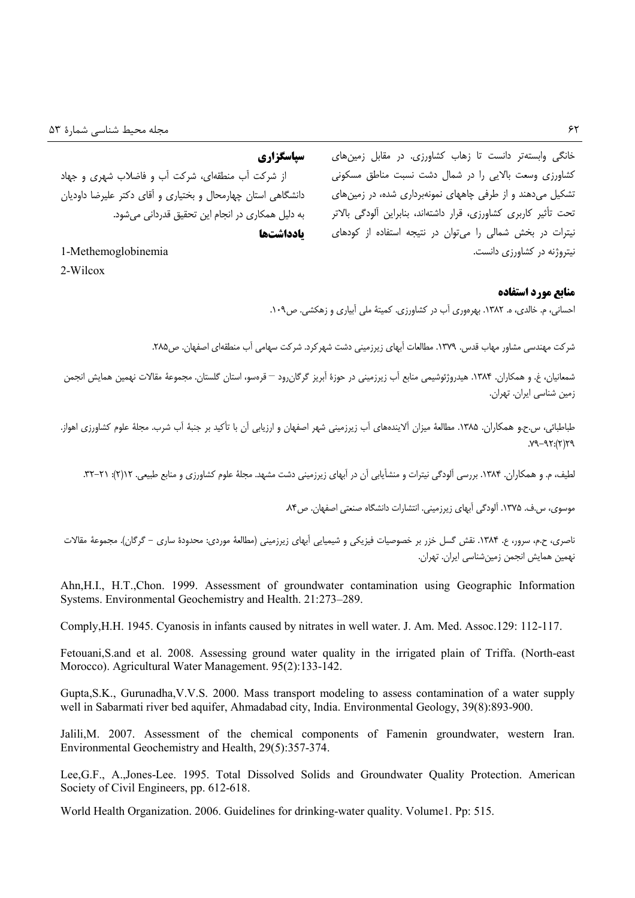خانگی وابسته‌تر دانست تا زهاب کشاورزی. در مقابل زمین‌های کشاورزی وسعت بالایی را در شمال دشت نسبت مناطق مسکونی تشکیل می‌دهند و از طرفی چاههای نمونه‌برداری شده، در زمین‌های تحت تأثیر کاربری کشاورزی، قرار داشته‌اند، بنابراین آلودگی بالاتر نیترات در بخش شمالی را می‌توان در نتیجه استفاده از کودهای نیتروژنه در کشاورزی دانست.

## سپاسگزاری

از شرکت آب منطقه‌ای، شرکت آب و فاضلاب شهری و جهاد دانشگاهی استان چهارمحال و بختیاری و آقای دکتر علیرضا داودیان به دلیل همکاری در انجام این تحقیق قدردانی می‌شود.

## یادداشت‌ها

1-Methemoglobinemia

2-Wilcox

## منابع مورد استفاده

احسانی، م. خالدی، ه. ۱۳۸۲. بهره‌وری آب در کشاورزی. کمیتهٔ ملی آبیاری و زهکشی. ص۱۰۹.

شرکت مهندسی مشاور مهاب قدس. ۱۳۷۹. مطالعات آبهای زیرزمینی دشت شهرکرد. شرکت سهامی آب منطقه‌ای اصفهان. ص۲۸۵.

شمعانیان، غ. و همکاران. ۱۳۸۴. هیدروژئوشیمی منابع آب زیرزمینی در حوزهٔ آبریز گرگان‌رود — قره‌سو، استان گلستان. مجموعهٔ مقالات نهمین همایش انجمن زمین شناسی ایران. تهران.

طباطبائی، س.ح.و همکاران. ۱۳۸۵. مطالعهٔ میزان آلاینده‌های آب زیرزمینی شهر اصفهان و ارزیابی آن با تأکید بر جنبهٔ آب شرب. مجلهٔ علوم کشاورزی اهواز. ۲۹(۲):۹۲-۷۹.

لطیف، م. و همکاران. ۱۳۸۴. بررسی آلودگی نیترات و منشأیابی آن در آبهای زیرزمینی دشت مشهد. مجلهٔ علوم کشاورزی و منابع طبیعی. ۱۲(۲): ۲۱-۳۲.

موسوی، س.ف. ۱۳۷۵. آلودگی آبهای زیرزمینی. انتشارات دانشگاه صنعتی اصفهان. ص۸۴.

ناصری، ح.م، سرور، ع. ۱۳۸۴. نقش گسل خزر بر خصوصیات فیزیکی و شیمیایی آبهای زیرزمینی (مطالعهٔ موردی: محدودهٔ ساری - گرگان). مجموعهٔ مقالات نهمین همایش انجمن زمین‌شناسی ایران. تهران.

Ahn,H.I., H.T.,Chon. 1999. Assessment of groundwater contamination using Geographic Information Systems. Environmental Geochemistry and Health. 21:273–289.

Comply,H.H. 1945. Cyanosis in infants caused by nitrates in well water. J. Am. Med. Assoc.129: 112-117.

Fetouani,S.and et al. 2008. Assessing ground water quality in the irrigated plain of Triffa. (North-east Morocco). Agricultural Water Management. 95(2):133-142.

Gupta,S.K., Gurunadha,V.V.S. 2000. Mass transport modeling to assess contamination of a water supply well in Sabarmati river bed aquifer, Ahmadabad city, India. Environmental Geology, 39(8):893-900.

Jalili,M. 2007. Assessment of the chemical components of Famenin groundwater, western Iran. Environmental Geochemistry and Health, 29(5):357-374.

Lee,G.F., A.,Jones-Lee. 1995. Total Dissolved Solids and Groundwater Quality Protection. American Society of Civil Engineers, pp. 612-618.

World Health Organization. 2006. Guidelines for drinking-water quality. Volume1. Pp: 515.